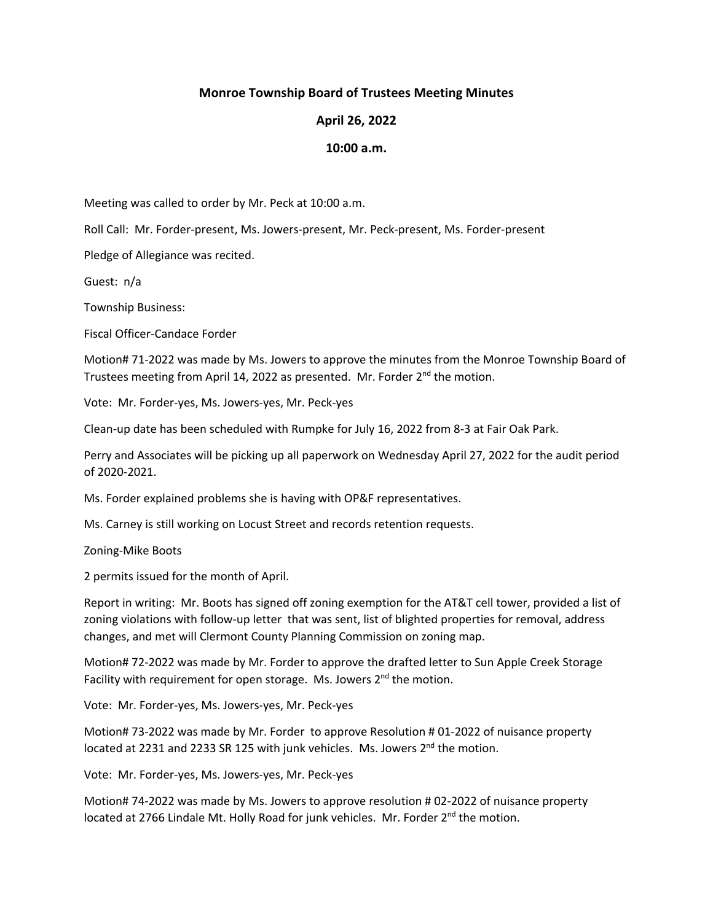**Monroe Township Board of Trustees Meeting Minutes**

**April 26, 2022**

**10:00 a.m.**

Meeting was called to order by Mr. Peck at 10:00 a.m.

Roll Call: Mr. Forder-present, Ms. Jowers-present, Mr. Peck-present, Ms. Forder-present

Pledge of Allegiance was recited.

Guest: n/a

Township Business:

Fiscal Officer-Candace Forder

Motion# 71-2022 was made by Ms. Jowers to approve the minutes from the Monroe Township Board of Trustees meeting from April 14, 2022 as presented. Mr. Forder 2nd the motion.

Vote: Mr. Forder-yes, Ms. Jowers-yes, Mr. Peck-yes

Clean-up date has been scheduled with Rumpke for July 16, 2022 from 8-3 at Fair Oak Park.

Perry and Associates will be picking up all paperwork on Wednesday April 27, 2022 for the audit period of 2020-2021.

Ms. Forder explained problems she is having with OP&F representatives.

Ms. Carney is still working on Locust Street and records retention requests.

Zoning-Mike Boots

2 permits issued for the month of April.

Report in writing: Mr. Boots has signed off zoning exemption for the AT&T cell tower, provided a list of zoning violations with follow-up letter that was sent, list of blighted properties for removal, address changes, and met will Clermont County Planning Commission on zoning map.

Motion# 72-2022 was made by Mr. Forder to approve the drafted letter to Sun Apple Creek Storage Facility with requirement for open storage. Ms. Jowers 2nd the motion.

Vote: Mr. Forder-yes, Ms. Jowers-yes, Mr. Peck-yes

Motion# 73-2022 was made by Mr. Forder to approve Resolution # 01-2022 of nuisance property located at 2231 and 2233 SR 125 with junk vehicles. Ms. Jowers 2nd the motion.

Vote: Mr. Forder-yes, Ms. Jowers-yes, Mr. Peck-yes

Motion# 74-2022 was made by Ms. Jowers to approve resolution # 02-2022 of nuisance property located at 2766 Lindale Mt. Holly Road for junk vehicles. Mr. Forder 2nd the motion.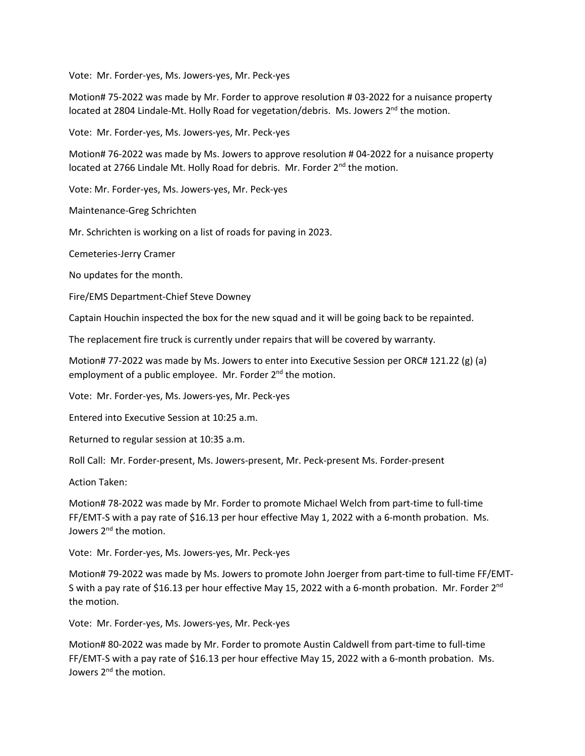Vote: Mr. Forder-yes, Ms. Jowers-yes, Mr. Peck-yes

Motion# 75-2022 was made by Mr. Forder to approve resolution # 03-2022 for a nuisance property located at 2804 Lindale-Mt. Holly Road for vegetation/debris. Ms. Jowers 2nd the motion.

Vote: Mr. Forder-yes, Ms. Jowers-yes, Mr. Peck-yes

Motion# 76-2022 was made by Ms. Jowers to approve resolution # 04-2022 for a nuisance property located at 2766 Lindale Mt. Holly Road for debris. Mr. Forder 2nd the motion.

Vote: Mr. Forder-yes, Ms. Jowers-yes, Mr. Peck-yes

Maintenance-Greg Schrichten

Mr. Schrichten is working on a list of roads for paving in 2023.

Cemeteries-Jerry Cramer

No updates for the month.

Fire/EMS Department-Chief Steve Downey

Captain Houchin inspected the box for the new squad and it will be going back to be repainted.

The replacement fire truck is currently under repairs that will be covered by warranty.

Motion# 77-2022 was made by Ms. Jowers to enter into Executive Session per ORC# 121.22 (g) (a) employment of a public employee. Mr. Forder 2nd the motion.

Vote: Mr. Forder-yes, Ms. Jowers-yes, Mr. Peck-yes

Entered into Executive Session at 10:25 a.m.

Returned to regular session at 10:35 a.m.

Roll Call: Mr. Forder-present, Ms. Jowers-present, Mr. Peck-present Ms. Forder-present

Action Taken:

Motion# 78-2022 was made by Mr. Forder to promote Michael Welch from part-time to full-time FF/EMT-S with a pay rate of $16.13 per hour effective May 1, 2022 with a 6-month probation. Ms. Jowers 2nd the motion.

Vote: Mr. Forder-yes, Ms. Jowers-yes, Mr. Peck-yes

Motion# 79-2022 was made by Ms. Jowers to promote John Joerger from part-time to full-time FF/EMT-S with a pay rate of $16.13 per hour effective May 15, 2022 with a 6-month probation. Mr. Forder 2nd the motion.

Vote: Mr. Forder-yes, Ms. Jowers-yes, Mr. Peck-yes

Motion# 80-2022 was made by Mr. Forder to promote Austin Caldwell from part-time to full-time FF/EMT-S with a pay rate of $16.13 per hour effective May 15, 2022 with a 6-month probation. Ms. Jowers 2nd the motion.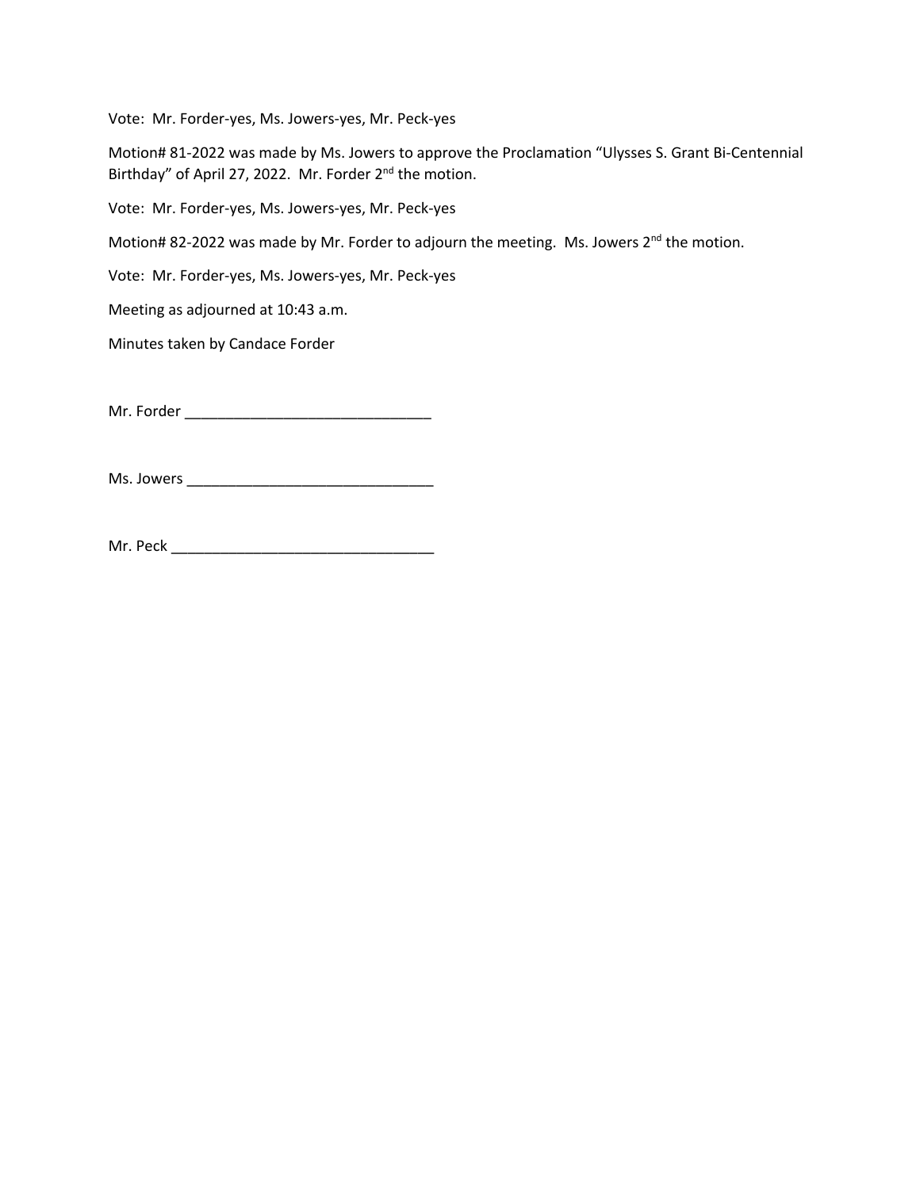Vote: Mr. Forder-yes, Ms. Jowers-yes, Mr. Peck-yes

Motion# 81-2022 was made by Ms. Jowers to approve the Proclamation "Ulysses S. Grant Bi-Centennial Birthday" of April 27, 2022. Mr. Forder 2nd the motion.

Vote: Mr. Forder-yes, Ms. Jowers-yes, Mr. Peck-yes

Motion# 82-2022 was made by Mr. Forder to adjourn the meeting. Ms. Jowers 2nd the motion.

Vote: Mr. Forder-yes, Ms. Jowers-yes, Mr. Peck-yes

Meeting as adjourned at 10:43 a.m.

Minutes taken by Candace Forder

Mr. Forder ______________________________

Ms. Jowers ______________________________

Mr. Peck ________________________________